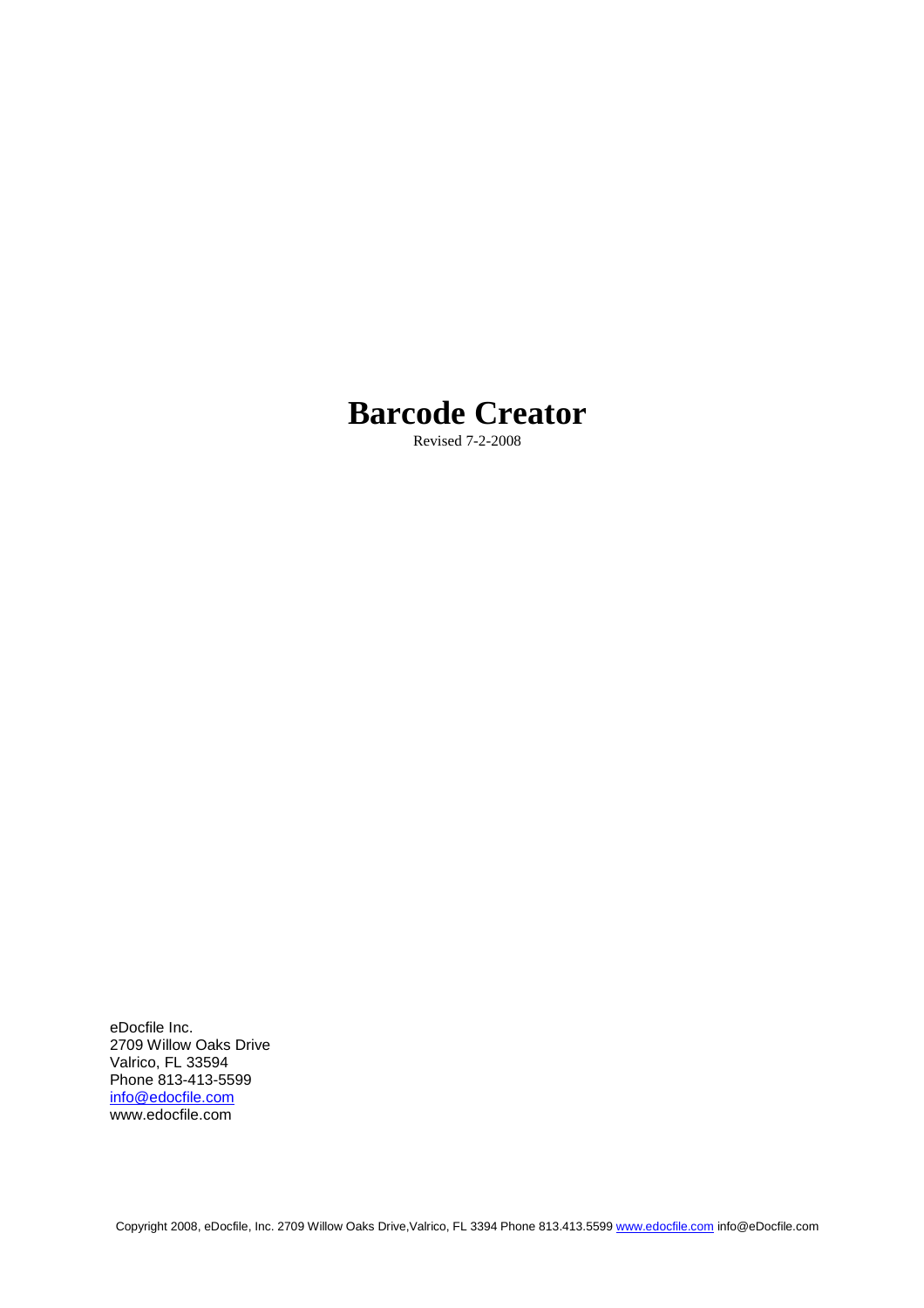# Barcode Creator

Revised 7-2-2008

eDocfile Inc.
2709 Willow Oaks Drive
Valrico, FL 33594
Phone 813-413-5599
info@edocfile.com
www.edocfile.com

Copyright 2008, eDocfile, Inc. 2709 Willow Oaks Drive,Valrico, FL 3394 Phone 813.413.5599 www.edocfile.com info@eDocfile.com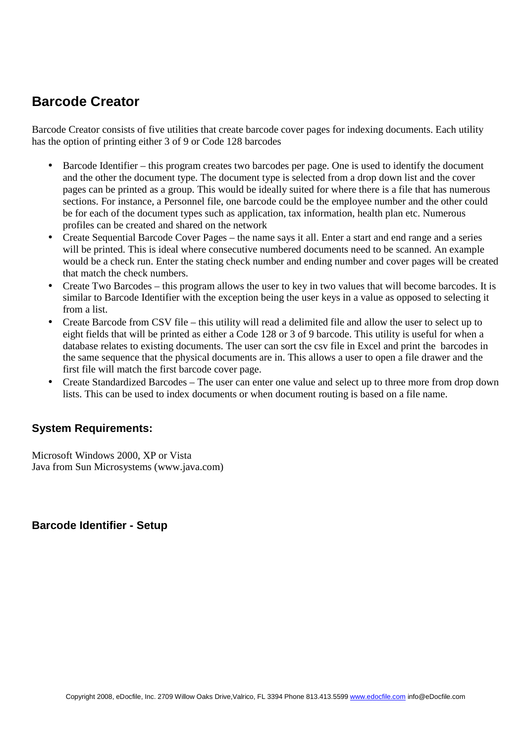## Barcode Creator

Barcode Creator consists of five utilities that create barcode cover pages for indexing documents. Each utility has the option of printing either 3 of 9 or Code 128 barcodes

- Barcode Identifier – this program creates two barcodes per page. One is used to identify the document and the other the document type. The document type is selected from a drop down list and the cover pages can be printed as a group. This would be ideally suited for where there is a file that has numerous sections. For instance, a Personnel file, one barcode could be the employee number and the other could be for each of the document types such as application, tax information, health plan etc. Numerous profiles can be created and shared on the network
- Create Sequential Barcode Cover Pages – the name says it all. Enter a start and end range and a series will be printed. This is ideal where consecutive numbered documents need to be scanned. An example would be a check run. Enter the stating check number and ending number and cover pages will be created that match the check numbers.
- Create Two Barcodes – this program allows the user to key in two values that will become barcodes. It is similar to Barcode Identifier with the exception being the user keys in a value as opposed to selecting it from a list.
- Create Barcode from CSV file – this utility will read a delimited file and allow the user to select up to eight fields that will be printed as either a Code 128 or 3 of 9 barcode. This utility is useful for when a database relates to existing documents. The user can sort the csv file in Excel and print the barcodes in the same sequence that the physical documents are in. This allows a user to open a file drawer and the first file will match the first barcode cover page.
- Create Standardized Barcodes – The user can enter one value and select up to three more from drop down lists. This can be used to index documents or when document routing is based on a file name.

### System Requirements:

Microsoft Windows 2000, XP or Vista
Java from Sun Microsystems (www.java.com)

### Barcode Identifier - Setup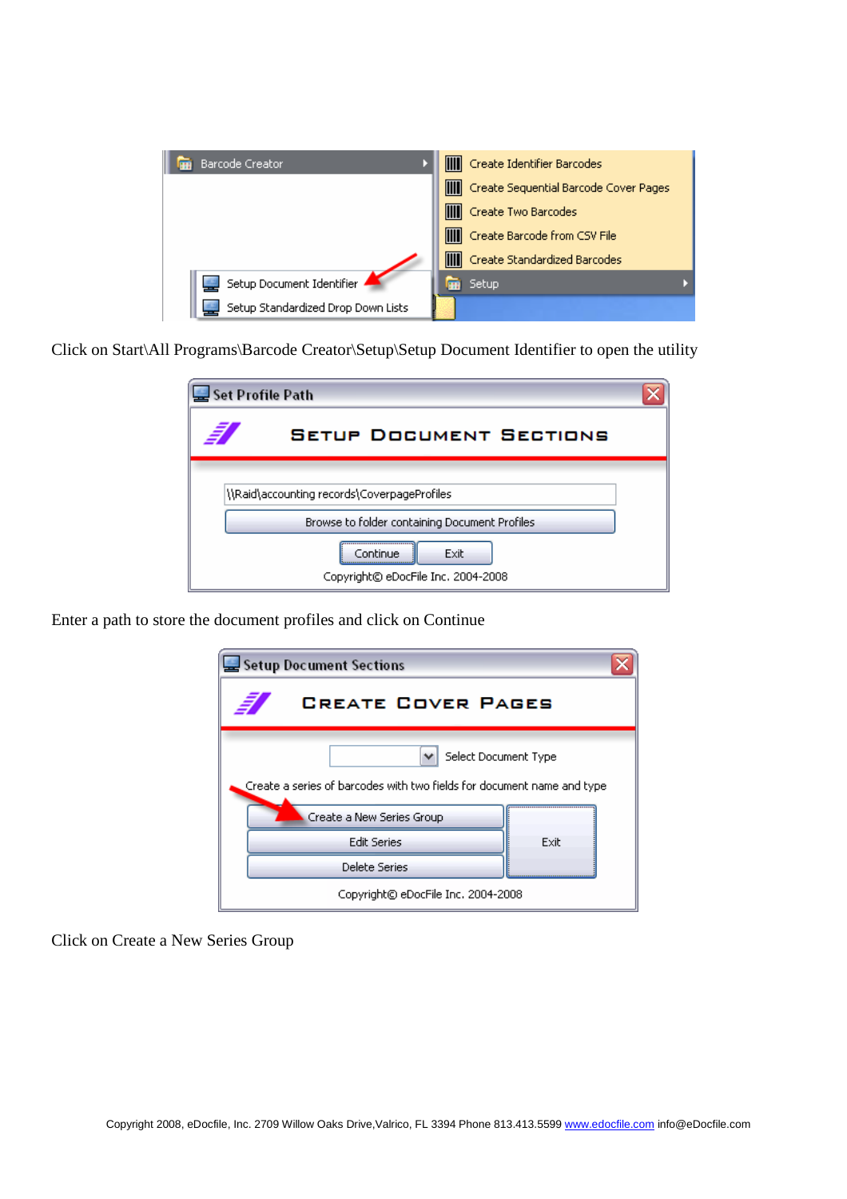Click on Start\All Programs\Barcode Creator\Setup\Setup Document Identifier to open the utility

Enter a path to store the document profiles and click on Continue

Click on Create a New Series Group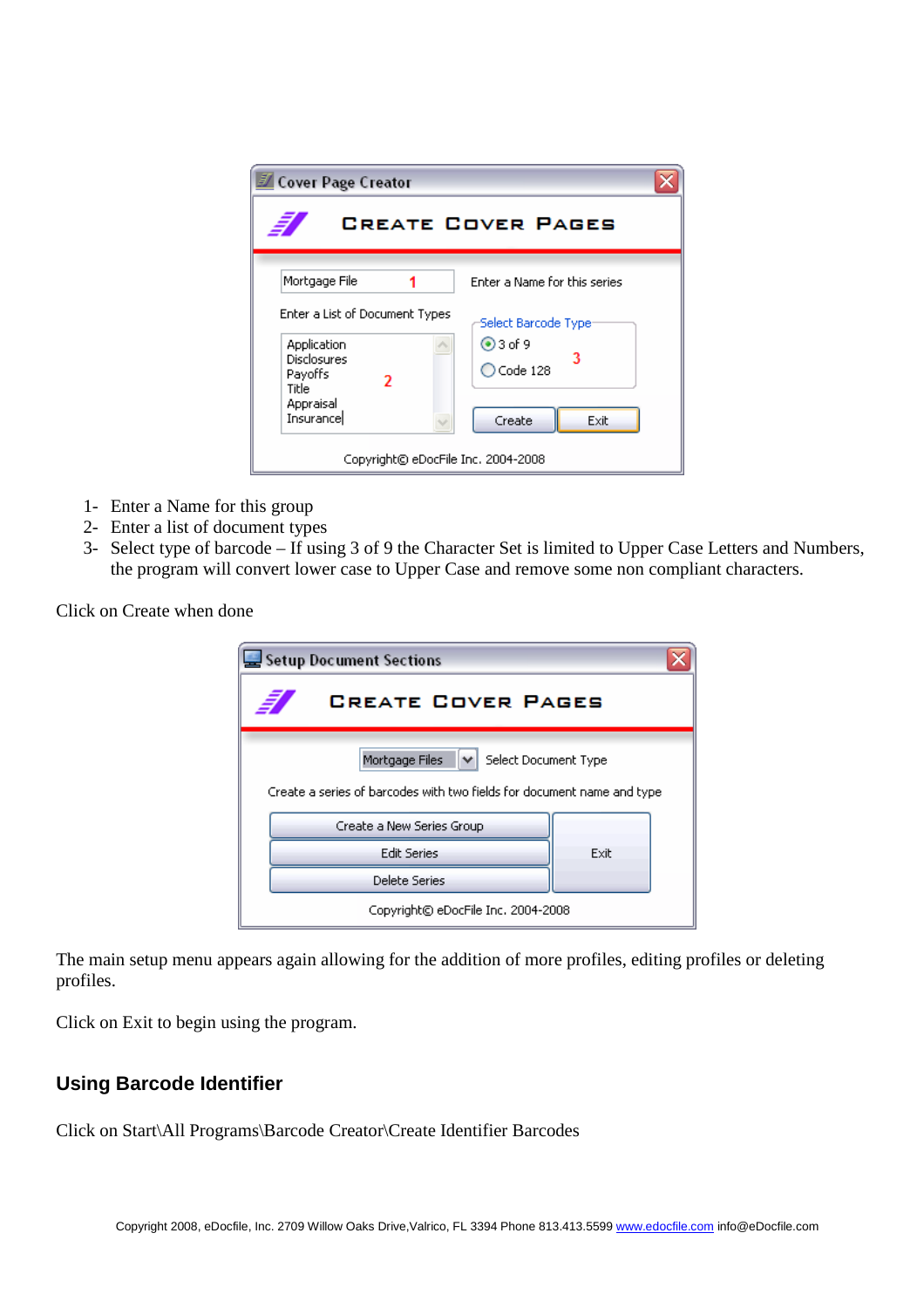1- Enter a Name for this group
2- Enter a list of document types
3- Select type of barcode – If using 3 of 9 the Character Set is limited to Upper Case Letters and Numbers, the program will convert lower case to Upper Case and remove some non compliant characters.

Click on Create when done

The main setup menu appears again allowing for the addition of more profiles, editing profiles or deleting profiles.

Click on Exit to begin using the program.

## Using Barcode Identifier

Click on Start\All Programs\Barcode Creator\Create Identifier Barcodes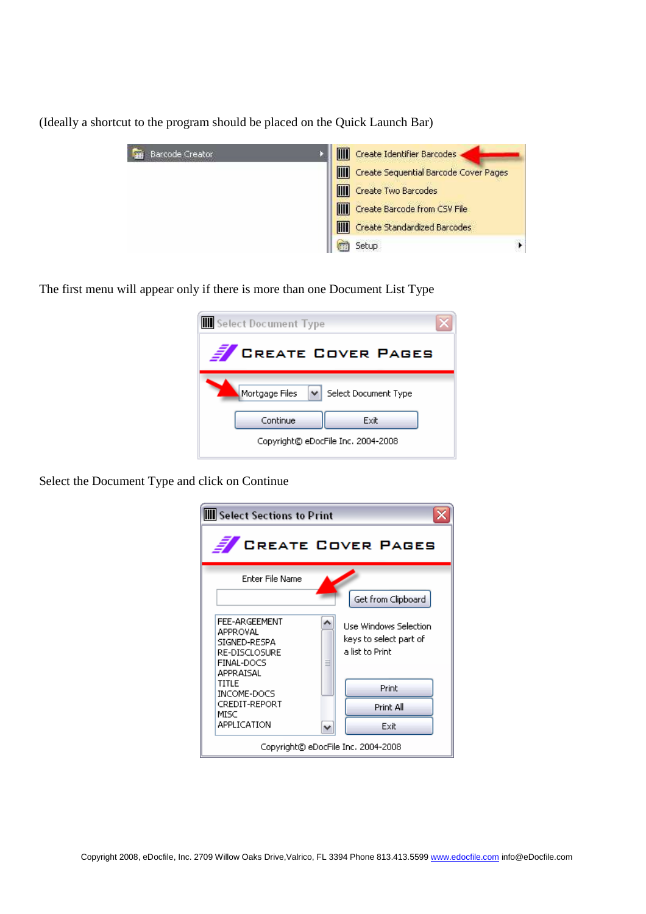(Ideally a shortcut to the program should be placed on the Quick Launch Bar)

Barcode Creator

- Create Identifier Barcodes
- Create Sequential Barcode Cover Pages
- Create Two Barcodes
- Create Barcode from CSV File
- Create Standardized Barcodes
- Setup

The first menu will appear only if there is more than one Document List Type

Select Document Type

CREATE COVER PAGES

Mortgage Files | Select Document Type

Continue | Exit

Copyright© eDocFile Inc. 2004-2008

Select the Document Type and click on Continue

Select Sections to Print

CREATE COVER PAGES

Enter File Name

Get from Clipboard

- FEE-ARGEEMENT
- APPROVAL
- SIGNED-RESPA
- RE-DISCLOSURE
- FINAL-DOCS
- APPRAISAL
- TITLE
- INCOME-DOCS
- CREDIT-REPORT
- MISC
- APPLICATION

Use Windows Selection keys to select part of a list to Print

Print | Print All | Exit

Copyright© eDocFile Inc. 2004-2008

Copyright 2008, eDocfile, Inc. 2709 Willow Oaks Drive,Valrico, FL 3394 Phone 813.413.5599 www.edocfile.com info@eDocfile.com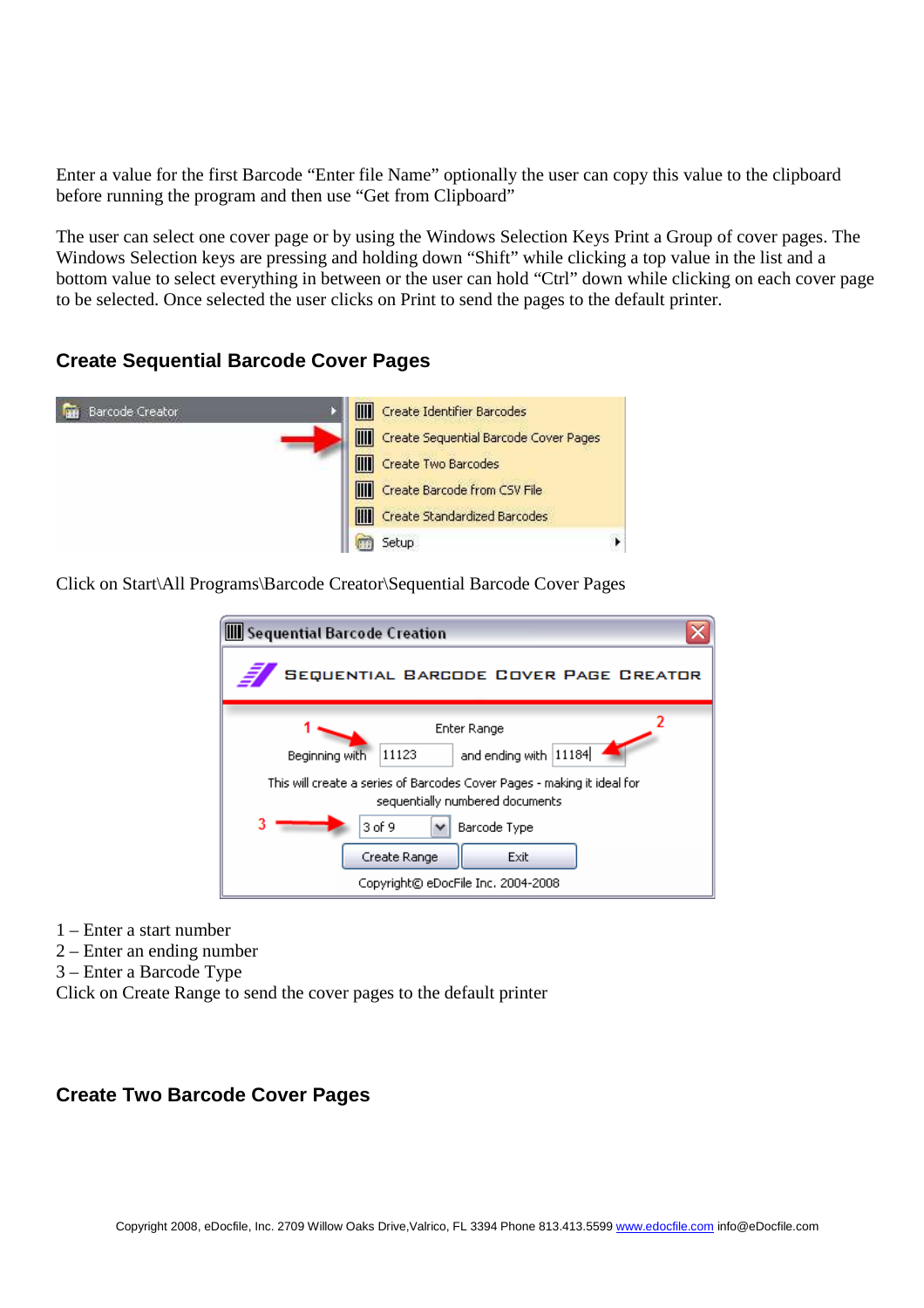Enter a value for the first Barcode "Enter file Name" optionally the user can copy this value to the clipboard before running the program and then use "Get from Clipboard"

The user can select one cover page or by using the Windows Selection Keys Print a Group of cover pages. The Windows Selection keys are pressing and holding down "Shift" while clicking a top value in the list and a bottom value to select everything in between or the user can hold "Ctrl" down while clicking on each cover page to be selected. Once selected the user clicks on Print to send the pages to the default printer.

## Create Sequential Barcode Cover Pages

Click on Start\All Programs\Barcode Creator\Sequential Barcode Cover Pages

1 – Enter a start number
2 – Enter an ending number
3 – Enter a Barcode Type
Click on Create Range to send the cover pages to the default printer

## Create Two Barcode Cover Pages

Copyright 2008, eDocfile, Inc. 2709 Willow Oaks Drive,Valrico, FL 3394 Phone 813.413.5599 www.edocfile.com info@eDocfile.com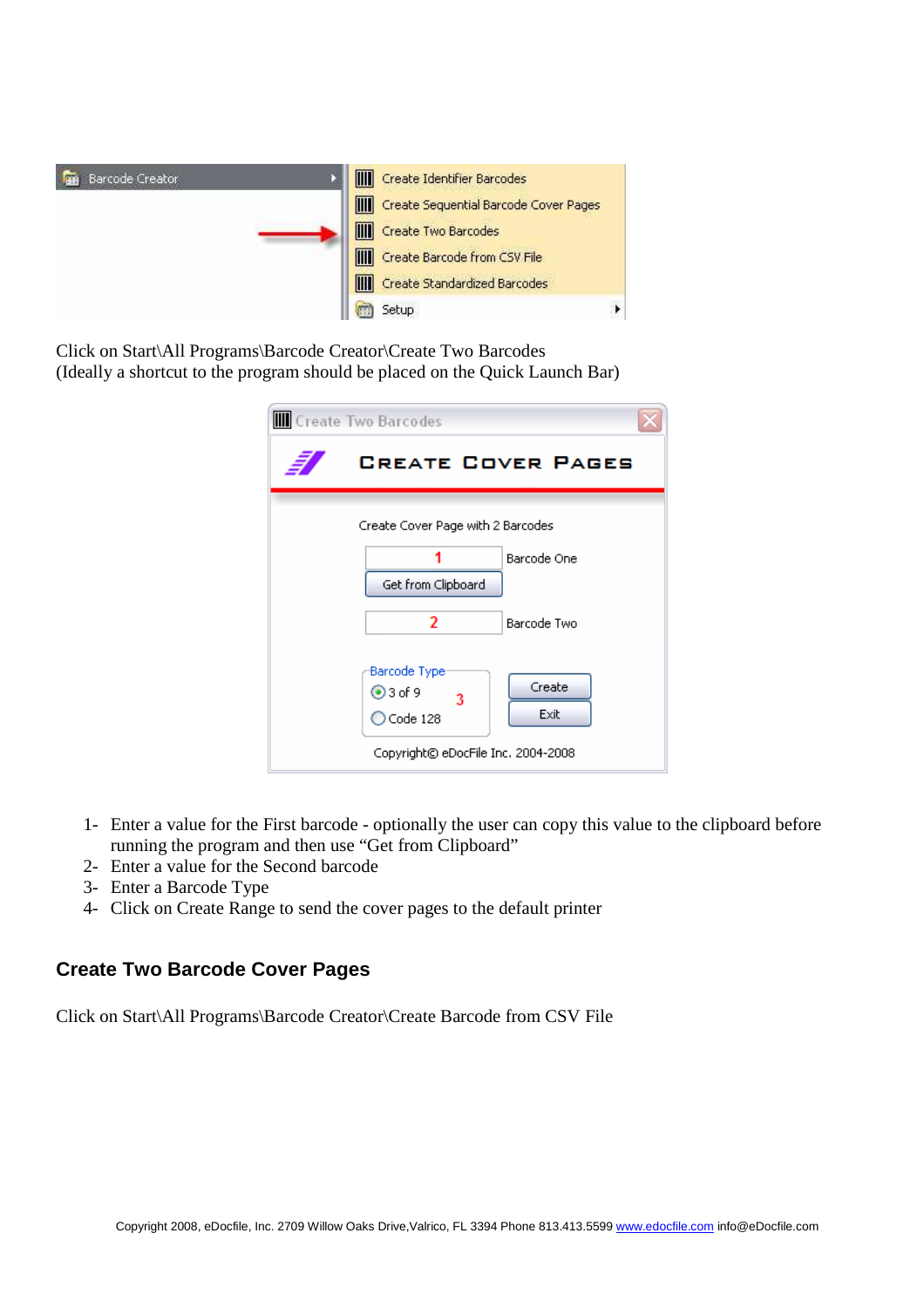Click on Start\All Programs\Barcode Creator\Create Two Barcodes
(Ideally a shortcut to the program should be placed on the Quick Launch Bar)

1- Enter a value for the First barcode - optionally the user can copy this value to the clipboard before running the program and then use "Get from Clipboard"
2- Enter a value for the Second barcode
3- Enter a Barcode Type
4- Click on Create Range to send the cover pages to the default printer

## Create Two Barcode Cover Pages

Click on Start\All Programs\Barcode Creator\Create Barcode from CSV File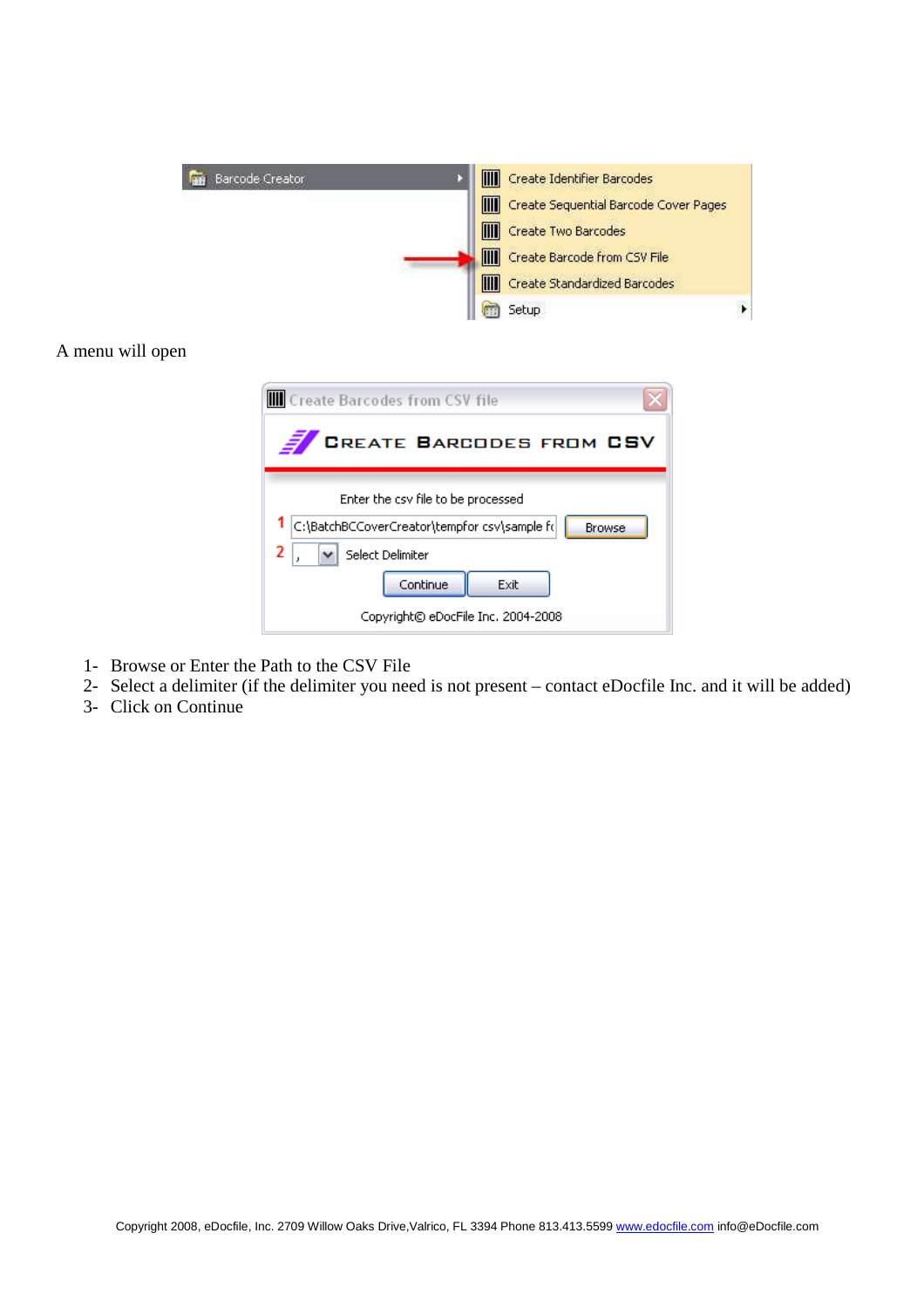A menu will open

1- Browse or Enter the Path to the CSV File
2- Select a delimiter (if the delimiter you need is not present – contact eDocfile Inc. and it will be added)
3- Click on Continue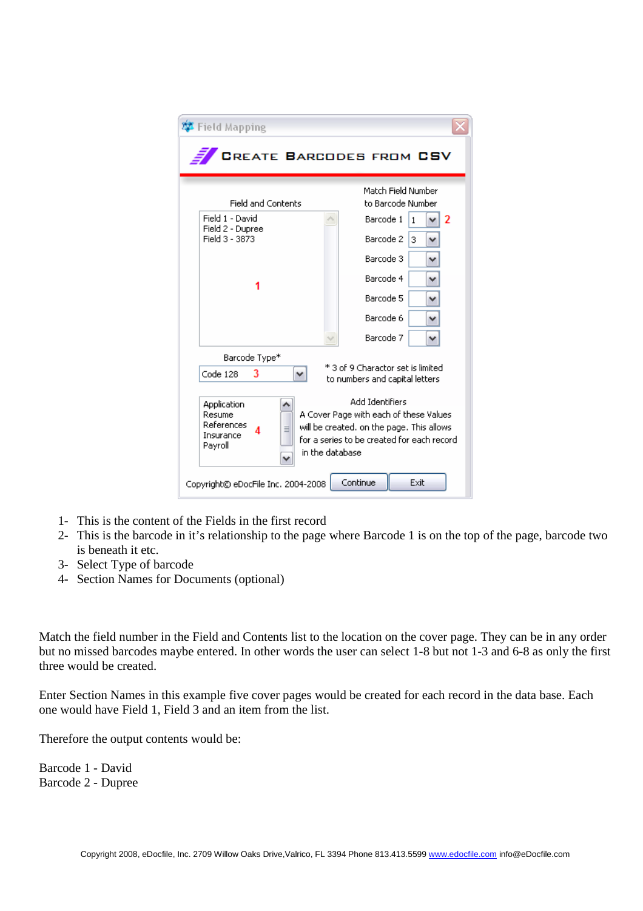1- This is the content of the Fields in the first record
2- This is the barcode in it's relationship to the page where Barcode 1 is on the top of the page, barcode two is beneath it etc.
3- Select Type of barcode
4- Section Names for Documents (optional)

Match the field number in the Field and Contents list to the location on the cover page. They can be in any order but no missed barcodes maybe entered. In other words the user can select 1-8 but not 1-3 and 6-8 as only the first three would be created.

Enter Section Names in this example five cover pages would be created for each record in the data base. Each one would have Field 1, Field 3 and an item from the list.

Therefore the output contents would be:

Barcode 1 - David
Barcode 2 - Dupree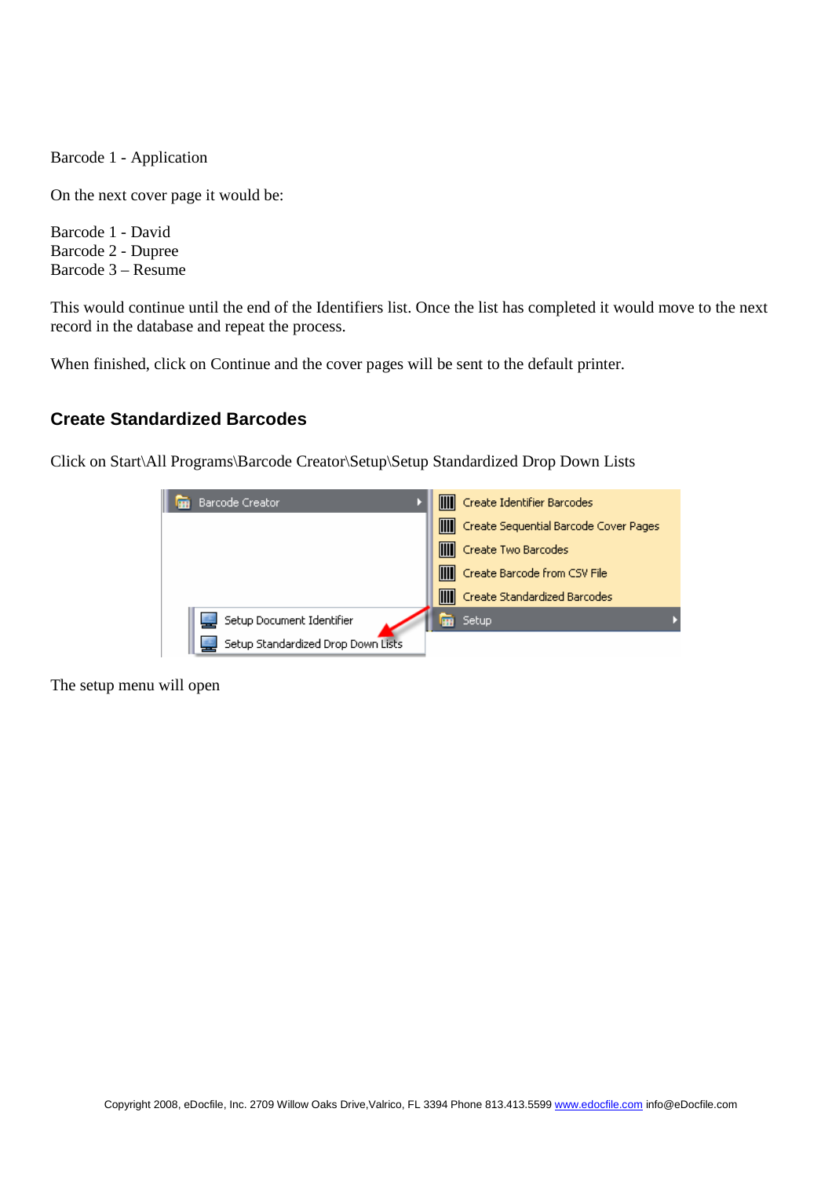Barcode 1 - Application

On the next cover page it would be:

Barcode 1 - David  
Barcode 2 - Dupree  
Barcode 3 – Resume

This would continue until the end of the Identifiers list. Once the list has completed it would move to the next record in the database and repeat the process.

When finished, click on Continue and the cover pages will be sent to the default printer.

## Create Standardized Barcodes

Click on Start\All Programs\Barcode Creator\Setup\Setup Standardized Drop Down Lists

The setup menu will open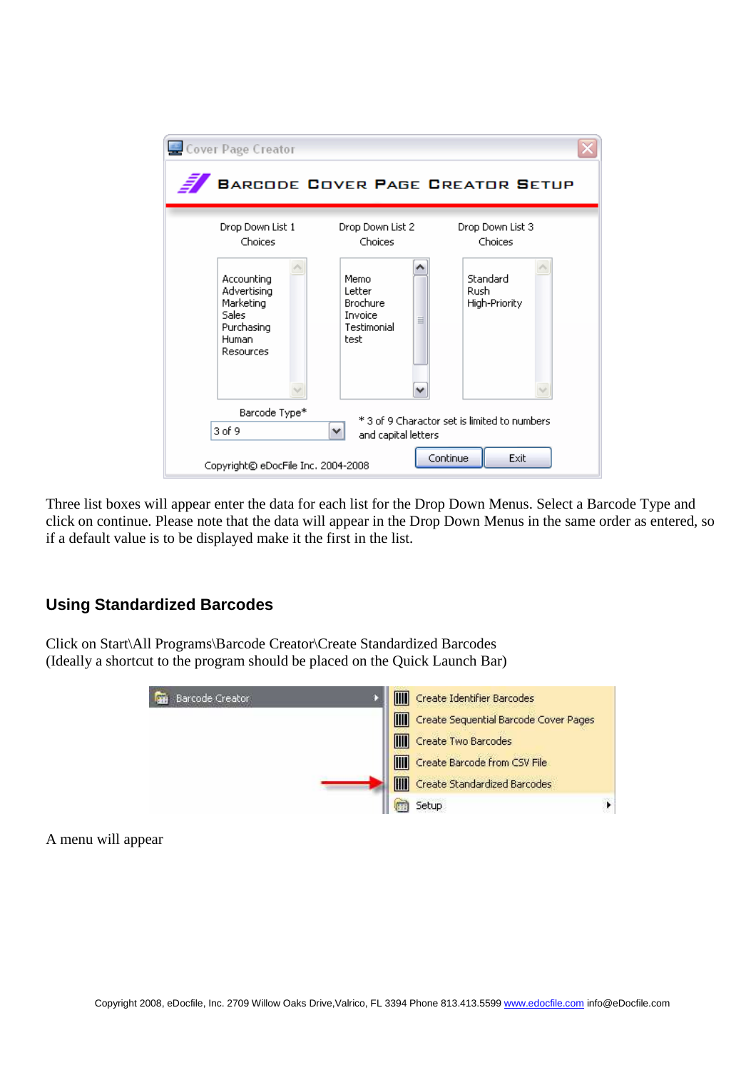Three list boxes will appear enter the data for each list for the Drop Down Menus. Select a Barcode Type and click on continue. Please note that the data will appear in the Drop Down Menus in the same order as entered, so if a default value is to be displayed make it the first in the list.

## Using Standardized Barcodes

Click on Start\All Programs\Barcode Creator\Create Standardized Barcodes
(Ideally a shortcut to the program should be placed on the Quick Launch Bar)

A menu will appear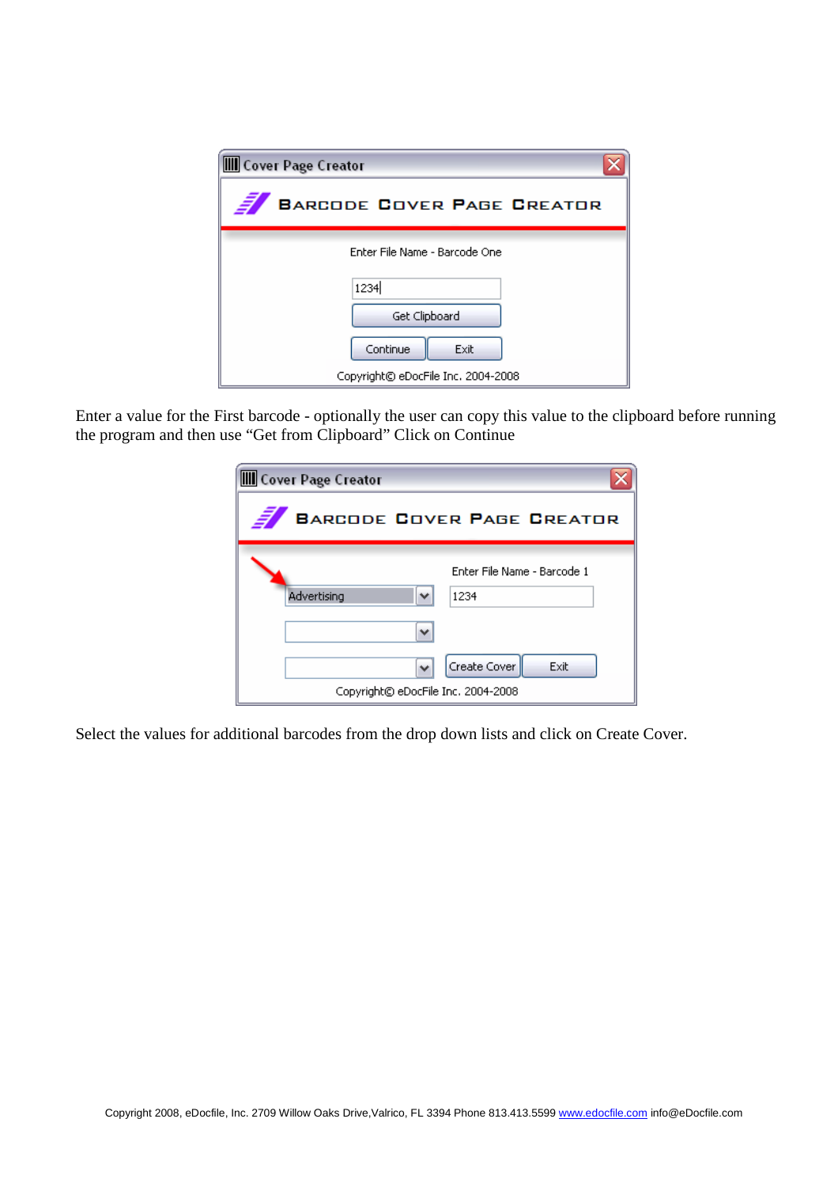Enter a value for the First barcode - optionally the user can copy this value to the clipboard before running the program and then use “Get from Clipboard” Click on Continue

Select the values for additional barcodes from the drop down lists and click on Create Cover.